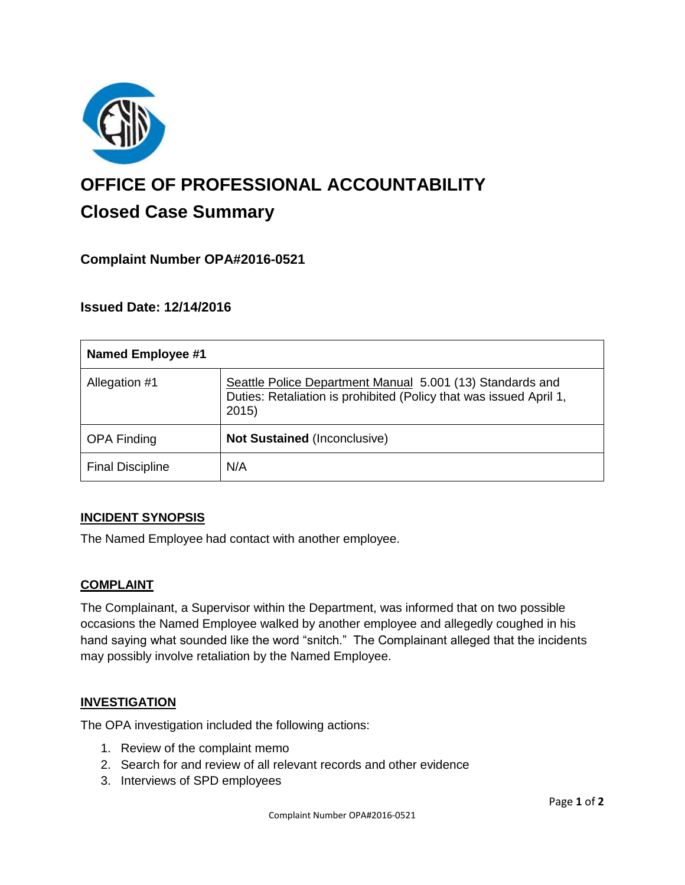# OFFICE OF PROFESSIONAL ACCOUNTABILITY

## Closed Case Summary

### Complaint Number OPA#2016-0521

### Issued Date: 12/14/2016

| Named Employee #1 | |
|---|---|
| Allegation #1 | Seattle Police Department Manual 5.001 (13) Standards and Duties: Retaliation is prohibited (Policy that was issued April 1, 2015) |
| OPA Finding | **Not Sustained** (Inconclusive) |
| Final Discipline | N/A |

## INCIDENT SYNOPSIS

The Named Employee had contact with another employee.

## COMPLAINT

The Complainant, a Supervisor within the Department, was informed that on two possible occasions the Named Employee walked by another employee and allegedly coughed in his hand saying what sounded like the word "snitch." The Complainant alleged that the incidents may possibly involve retaliation by the Named Employee.

## INVESTIGATION

The OPA investigation included the following actions:

1. Review of the complaint memo
2. Search for and review of all relevant records and other evidence
3. Interviews of SPD employees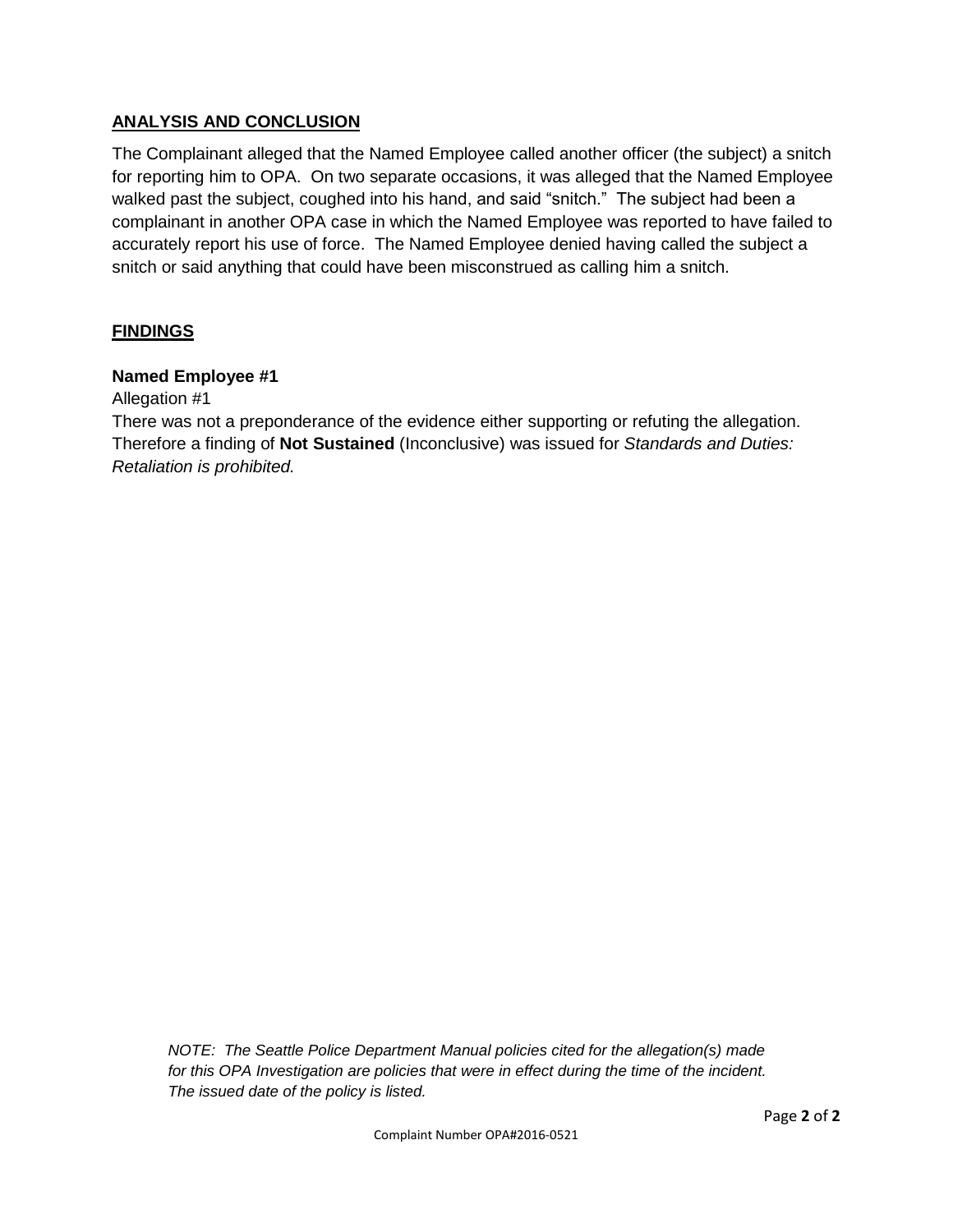## ANALYSIS AND CONCLUSION

The Complainant alleged that the Named Employee called another officer (the subject) a snitch for reporting him to OPA. On two separate occasions, it was alleged that the Named Employee walked past the subject, coughed into his hand, and said "snitch." The subject had been a complainant in another OPA case in which the Named Employee was reported to have failed to accurately report his use of force. The Named Employee denied having called the subject a snitch or said anything that could have been misconstrued as calling him a snitch.

## FINDINGS

**Named Employee #1**

Allegation #1

There was not a preponderance of the evidence either supporting or refuting the allegation. Therefore a finding of **Not Sustained** (Inconclusive) was issued for *Standards and Duties: Retaliation is prohibited.*

*NOTE: The Seattle Police Department Manual policies cited for the allegation(s) made for this OPA Investigation are policies that were in effect during the time of the incident. The issued date of the policy is listed.*

Complaint Number OPA#2016-0521